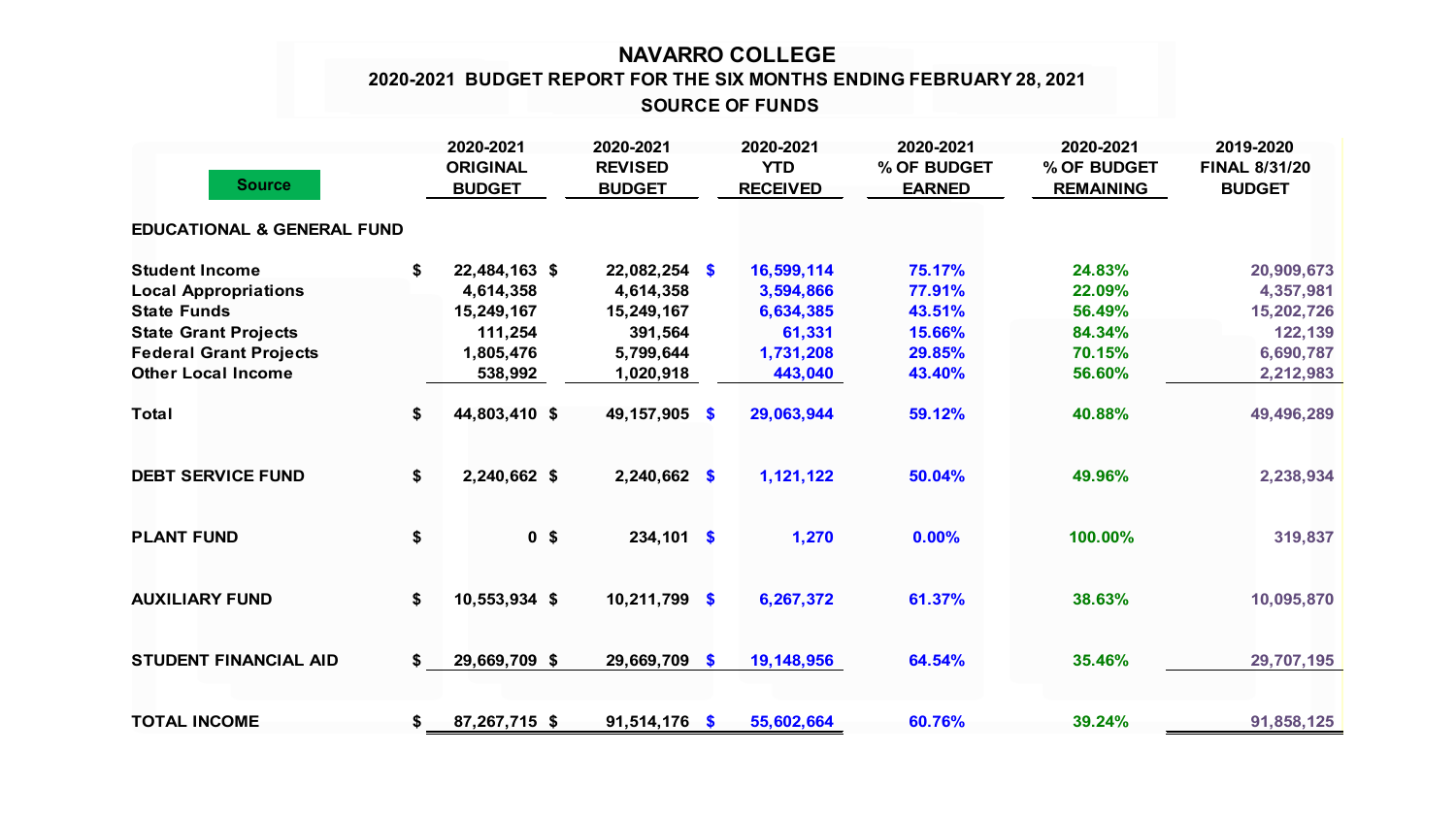# NAVARRO COLLEGE

## 2020-2021 BUDGET REPORT FOR THE SIX MONTHS ENDING FEBRUARY 28, 2021

## SOURCE OF FUNDS

| Source | 2020-2021 ORIGINAL BUDGET | 2020-2021 REVISED BUDGET | 2020-2021 YTD RECEIVED | 2020-2021 % OF BUDGET EARNED | 2020-2021 % OF BUDGET REMAINING | 2019-2020 FINAL 8/31/20 BUDGET |
|---|---|---|---|---|---|---|
| **EDUCATIONAL & GENERAL FUND** | | | | | | |
| **Student Income** | $ 22,484,163 | $ 22,082,254 | $ 16,599,114 | 75.17% | 24.83% | 20,909,673 |
| **Local Appropriations** | 4,614,358 | 4,614,358 | 3,594,866 | 77.91% | 22.09% | 4,357,981 |
| **State Funds** | 15,249,167 | 15,249,167 | 6,634,385 | 43.51% | 56.49% | 15,202,726 |
| **State Grant Projects** | 111,254 | 391,564 | 61,331 | 15.66% | 84.34% | 122,139 |
| **Federal Grant Projects** | 1,805,476 | 5,799,644 | 1,731,208 | 29.85% | 70.15% | 6,690,787 |
| **Other Local Income** | 538,992 | 1,020,918 | 443,040 | 43.40% | 56.60% | 2,212,983 |
| **Total** | $ 44,803,410 | $ 49,157,905 | $ 29,063,944 | 59.12% | 40.88% | 49,496,289 |
| **DEBT SERVICE FUND** | $ 2,240,662 | $ 2,240,662 | $ 1,121,122 | 50.04% | 49.96% | 2,238,934 |
| **PLANT FUND** | $ 0 | $ 234,101 | $ 1,270 | 0.00% | 100.00% | 319,837 |
| **AUXILIARY FUND** | $ 10,553,934 | $ 10,211,799 | $ 6,267,372 | 61.37% | 38.63% | 10,095,870 |
| **STUDENT FINANCIAL AID** | $ 29,669,709 | $ 29,669,709 | $ 19,148,956 | 64.54% | 35.46% | 29,707,195 |
| **TOTAL INCOME** | $ 87,267,715 | $ 91,514,176 | $ 55,602,664 | 60.76% | 39.24% | 91,858,125 |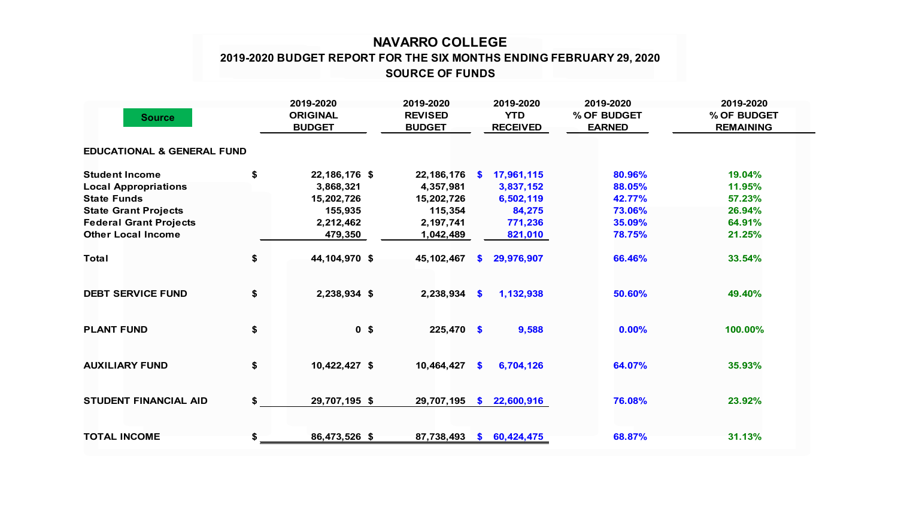# NAVARRO COLLEGE

## 2019-2020 BUDGET REPORT FOR THE SIX MONTHS ENDING FEBRUARY 29, 2020

## SOURCE OF FUNDS

| Source | 2019-2020 ORIGINAL BUDGET | 2019-2020 REVISED BUDGET | 2019-2020 YTD RECEIVED | 2019-2020 % OF BUDGET EARNED | 2019-2020 % OF BUDGET REMAINING |
|---|---|---|---|---|---|
| **EDUCATIONAL & GENERAL FUND** | | | | | |
| Student Income | $ 22,186,176 | $ 22,186,176 | $ 17,961,115 | 80.96% | 19.04% |
| Local Appropriations | 3,868,321 | 4,357,981 | 3,837,152 | 88.05% | 11.95% |
| State Funds | 15,202,726 | 15,202,726 | 6,502,119 | 42.77% | 57.23% |
| State Grant Projects | 155,935 | 115,354 | 84,275 | 73.06% | 26.94% |
| Federal Grant Projects | 2,212,462 | 2,197,741 | 771,236 | 35.09% | 64.91% |
| Other Local Income | 479,350 | 1,042,489 | 821,010 | 78.75% | 21.25% |
| Total | $ 44,104,970 | $ 45,102,467 | $ 29,976,907 | 66.46% | 33.54% |
| **DEBT SERVICE FUND** | $ 2,238,934 | $ 2,238,934 | $ 1,132,938 | 50.60% | 49.40% |
| **PLANT FUND** | $ 0 | $ 225,470 | $ 9,588 | 0.00% | 100.00% |
| **AUXILIARY FUND** | $ 10,422,427 | $ 10,464,427 | $ 6,704,126 | 64.07% | 35.93% |
| **STUDENT FINANCIAL AID** | $ 29,707,195 | $ 29,707,195 | $ 22,600,916 | 76.08% | 23.92% |
| **TOTAL INCOME** | $ 86,473,526 | $ 87,738,493 | $ 60,424,475 | 68.87% | 31.13% |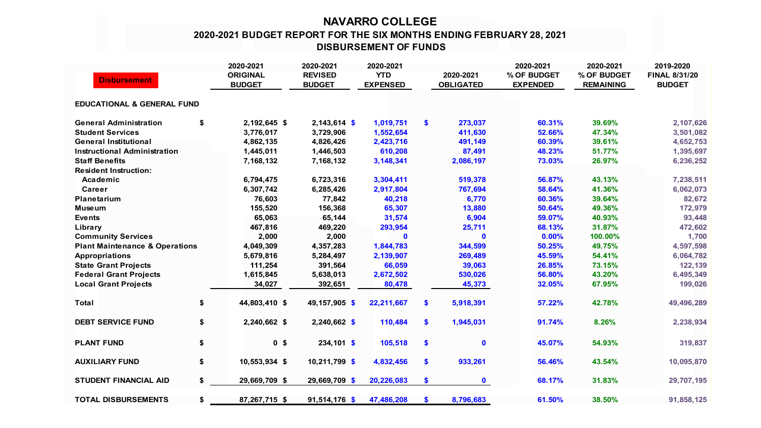# NAVARRO COLLEGE

## 2020-2021 BUDGET REPORT FOR THE SIX MONTHS ENDING FEBRUARY 28, 2021

## DISBURSEMENT OF FUNDS

| Disbursement | 2020-2021 ORIGINAL BUDGET | 2020-2021 REVISED BUDGET | 2020-2021 YTD EXPENSED | 2020-2021 OBLIGATED | 2020-2021 % OF BUDGET EXPENDED | 2020-2021 % OF BUDGET REMAINING | 2019-2020 FINAL 8/31/20 BUDGET |
|---|---|---|---|---|---|---|---|
| **EDUCATIONAL & GENERAL FUND** | | | | | | | |
| General Administration | $ 2,192,645 | $ 2,143,614 | $ 1,019,751 | $ 273,037 | 60.31% | 39.69% | 2,107,626 |
| Student Services | 3,776,017 | 3,729,906 | 1,552,654 | 411,630 | 52.66% | 47.34% | 3,501,082 |
| General Institutional | 4,862,135 | 4,826,426 | 2,423,716 | 491,149 | 60.39% | 39.61% | 4,652,753 |
| Instructional Administration | 1,445,011 | 1,446,503 | 610,208 | 87,491 | 48.23% | 51.77% | 1,395,697 |
| Staff Benefits | 7,168,132 | 7,168,132 | 3,148,341 | 2,086,197 | 73.03% | 26.97% | 6,236,252 |
| Resident Instruction: | | | | | | | |
| Academic | 6,794,475 | 6,723,316 | 3,304,411 | 519,378 | 56.87% | 43.13% | 7,238,511 |
| Career | 6,307,742 | 6,285,426 | 2,917,804 | 767,694 | 58.64% | 41.36% | 6,062,073 |
| Planetarium | 76,603 | 77,842 | 40,218 | 6,770 | 60.36% | 39.64% | 82,672 |
| Museum | 155,520 | 156,368 | 65,307 | 13,880 | 50.64% | 49.36% | 172,979 |
| Events | 65,063 | 65,144 | 31,574 | 6,904 | 59.07% | 40.93% | 93,448 |
| Library | 467,816 | 469,220 | 293,954 | 25,711 | 68.13% | 31.87% | 472,602 |
| Community Services | 2,000 | 2,000 | 0 | 0 | 0.00% | 100.00% | 1,700 |
| Plant Maintenance & Operations | 4,049,309 | 4,357,283 | 1,844,783 | 344,599 | 50.25% | 49.75% | 4,597,598 |
| Appropriations | 5,679,816 | 5,284,497 | 2,139,907 | 269,489 | 45.59% | 54.41% | 6,064,782 |
| State Grant Projects | 111,254 | 391,564 | 66,059 | 39,063 | 26.85% | 73.15% | 122,139 |
| Federal Grant Projects | 1,615,845 | 5,638,013 | 2,672,502 | 530,026 | 56.80% | 43.20% | 6,495,349 |
| Local Grant Projects | 34,027 | 392,651 | 80,478 | 45,373 | 32.05% | 67.95% | 199,026 |
| **Total** | $ 44,803,410 | $ 49,157,905 | $ 22,211,667 | $ 5,918,391 | 57.22% | 42.78% | 49,496,289 |
| **DEBT SERVICE FUND** | $ 2,240,662 | $ 2,240,662 | $ 110,484 | $ 1,945,031 | 91.74% | 8.26% | 2,238,934 |
| **PLANT FUND** | $ 0 | $ 234,101 | $ 105,518 | $ 0 | 45.07% | 54.93% | 319,837 |
| **AUXILIARY FUND** | $ 10,553,934 | $ 10,211,799 | $ 4,832,456 | $ 933,261 | 56.46% | 43.54% | 10,095,870 |
| **STUDENT FINANCIAL AID** | $ 29,669,709 | $ 29,669,709 | $ 20,226,083 | $ 0 | 68.17% | 31.83% | 29,707,195 |
| **TOTAL DISBURSEMENTS** | $ 87,267,715 | $ 91,514,176 | $ 47,486,208 | $ 8,796,683 | 61.50% | 38.50% | 91,858,125 |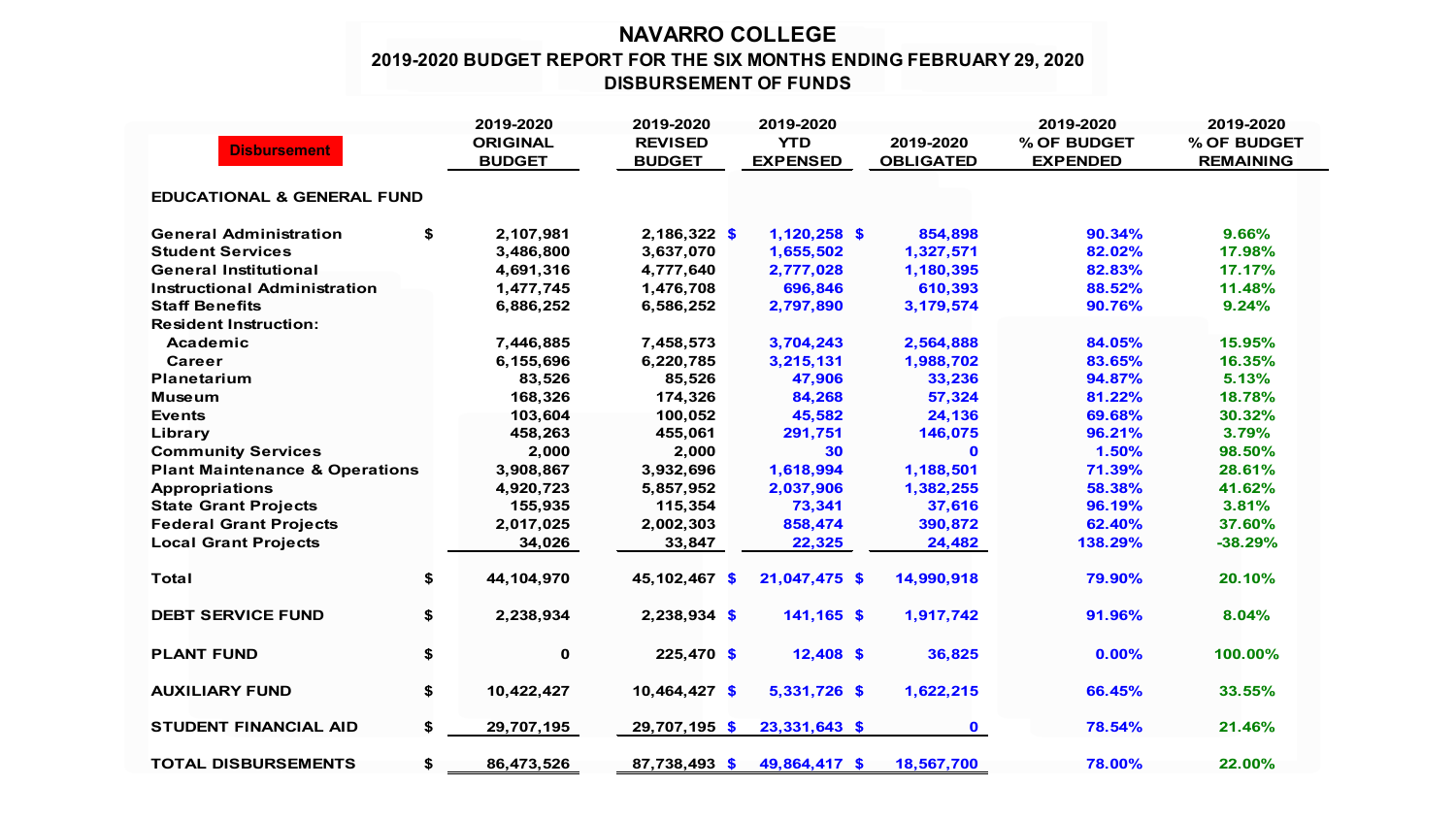# NAVARRO COLLEGE

## 2019-2020 BUDGET REPORT FOR THE SIX MONTHS ENDING FEBRUARY 29, 2020

## DISBURSEMENT OF FUNDS

| Disbursement | 2019-2020 ORIGINAL BUDGET | 2019-2020 REVISED BUDGET | 2019-2020 YTD EXPENSED | 2019-2020 OBLIGATED | 2019-2020 % OF BUDGET EXPENDED | 2019-2020 % OF BUDGET REMAINING |
|---|---|---|---|---|---|---|
| **EDUCATIONAL & GENERAL FUND** | | | | | | |
| General Administration | $ 2,107,981 | 2,186,322 | $ 1,120,258 | $ 854,898 | 90.34% | 9.66% |
| Student Services | 3,486,800 | 3,637,070 | 1,655,502 | 1,327,571 | 82.02% | 17.98% |
| General Institutional | 4,691,316 | 4,777,640 | 2,777,028 | 1,180,395 | 82.83% | 17.17% |
| Instructional Administration | 1,477,745 | 1,476,708 | 696,846 | 610,393 | 88.52% | 11.48% |
| Staff Benefits | 6,886,252 | 6,586,252 | 2,797,890 | 3,179,574 | 90.76% | 9.24% |
| Resident Instruction: | | | | | | |
| Academic | 7,446,885 | 7,458,573 | 3,704,243 | 2,564,888 | 84.05% | 15.95% |
| Career | 6,155,696 | 6,220,785 | 3,215,131 | 1,988,702 | 83.65% | 16.35% |
| Planetarium | 83,526 | 85,526 | 47,906 | 33,236 | 94.87% | 5.13% |
| Museum | 168,326 | 174,326 | 84,268 | 57,324 | 81.22% | 18.78% |
| Events | 103,604 | 100,052 | 45,582 | 24,136 | 69.68% | 30.32% |
| Library | 458,263 | 455,061 | 291,751 | 146,075 | 96.21% | 3.79% |
| Community Services | 2,000 | 2,000 | 30 | 0 | 1.50% | 98.50% |
| Plant Maintenance & Operations | 3,908,867 | 3,932,696 | 1,618,994 | 1,188,501 | 71.39% | 28.61% |
| Appropriations | 4,920,723 | 5,857,952 | 2,037,906 | 1,382,255 | 58.38% | 41.62% |
| State Grant Projects | 155,935 | 115,354 | 73,341 | 37,616 | 96.19% | 3.81% |
| Federal Grant Projects | 2,017,025 | 2,002,303 | 858,474 | 390,872 | 62.40% | 37.60% |
| Local Grant Projects | 34,026 | 33,847 | 22,325 | 24,482 | 138.29% | -38.29% |
| **Total** | $ 44,104,970 | 45,102,467 | $ 21,047,475 | $ 14,990,918 | 79.90% | 20.10% |
| **DEBT SERVICE FUND** | $ 2,238,934 | 2,238,934 | $ 141,165 | $ 1,917,742 | 91.96% | 8.04% |
| **PLANT FUND** | $ 0 | 225,470 | $ 12,408 | $ 36,825 | 0.00% | 100.00% |
| **AUXILIARY FUND** | $ 10,422,427 | 10,464,427 | $ 5,331,726 | $ 1,622,215 | 66.45% | 33.55% |
| **STUDENT FINANCIAL AID** | $ 29,707,195 | 29,707,195 | $ 23,331,643 | $ 0 | 78.54% | 21.46% |
| **TOTAL DISBURSEMENTS** | $ 86,473,526 | 87,738,493 | $ 49,864,417 | $ 18,567,700 | 78.00% | 22.00% |